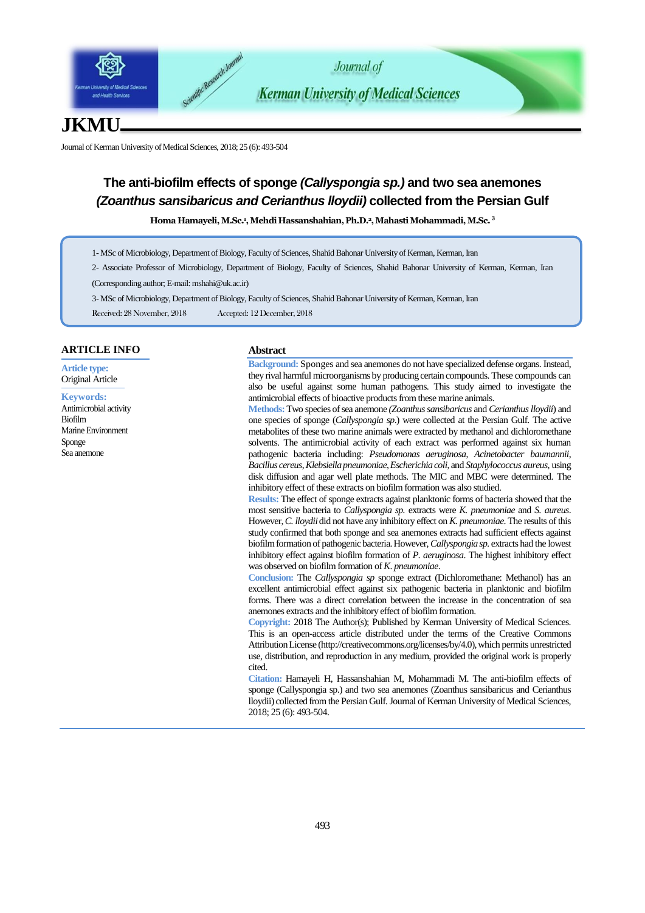# The anti-biofilm effects of sponge *(Callyspongia sp.)* and two sea anemones *(Zoanthus sansibaricus and Cerianthus lloydii)* collected from the Persian Gulf

**Homa Hamayeli, M.Sc.[1], Mehdi Hassanshahian, Ph.D.[2], Mahasti Mohammadi, M.Sc. [3]**

1- MSc of Microbiology, Department of Biology, Faculty of Sciences, Shahid Bahonar University of Kerman, Kerman, Iran

2- Associate Professor of Microbiology, Department of Biology, Faculty of Sciences, Shahid Bahonar University of Kerman, Kerman, Iran (Corresponding author; E-mail: mshahi@uk.ac.ir)

3- MSc of Microbiology, Department of Biology, Faculty of Sciences, Shahid Bahonar University of Kerman, Kerman, Iran

Received: 28 November, 2018 Accepted: 12 December, 2018

## ARTICLE INFO

**Article type:**
Original Article

**Keywords:**
Antimicrobial activity
Biofilm
Marine Environment
Sponge
Sea anemone

## Abstract

**Background:** Sponges and sea anemones do not have specialized defense organs. Instead, they rival harmful microorganisms by producing certain compounds. These compounds can also be useful against some human pathogens. This study aimed to investigate the antimicrobial effects of bioactive products from these marine animals.

**Methods:** Two species of sea anemone *(Zoanthus sansibaricus* and *Cerianthus lloydii*) and one species of sponge (*Callyspongia sp*.) were collected at the Persian Gulf. The active metabolites of these two marine animals were extracted by methanol and dichloromethane solvents. The antimicrobial activity of each extract was performed against six human pathogenic bacteria including: *Pseudomonas aeruginosa, Acinetobacter baumannii, Bacillus cereus, Klebsiella pneumoniae, Escherichia coli*, and *Staphylococcus aureus*, using disk diffusion and agar well plate methods. The MIC and MBC were determined. The inhibitory effect of these extracts on biofilm formation was also studied.

**Results:** The effect of sponge extracts against planktonic forms of bacteria showed that the most sensitive bacteria to *Callyspongia sp.* extracts were *K. pneumoniae* and *S. aureus*. However, *C. lloydii* did not have any inhibitory effect on *K. pneumoniae.* The results of this study confirmed that both sponge and sea anemones extracts had sufficient effects against biofilm formation of pathogenic bacteria. However, *Callyspongia sp.* extracts had the lowest inhibitory effect against biofilm formation of *P. aeruginosa*. The highest inhibitory effect was observed on biofilm formation of *K. pneumoniae*.

**Conclusion:** The *Callyspongia sp* sponge extract (Dichloromethane: Methanol) has an excellent antimicrobial effect against six pathogenic bacteria in planktonic and biofilm forms. There was a direct correlation between the increase in the concentration of sea anemones extracts and the inhibitory effect of biofilm formation.

**Copyright:** 2018 The Author(s); Published by Kerman University of Medical Sciences. This is an open-access article distributed under the terms of the Creative Commons Attribution License (http://creativecommons.org/licenses/by/4.0), which permits unrestricted use, distribution, and reproduction in any medium, provided the original work is properly cited.

**Citation:** Hamayeli H, Hassanshahian M, Mohammadi M. The anti-biofilm effects of sponge (Callyspongia sp.) and two sea anemones (Zoanthus sansibaricus and Cerianthus lloydii) collected from the Persian Gulf. Journal of Kerman University of Medical Sciences, 2018; 25 (6): 493-504.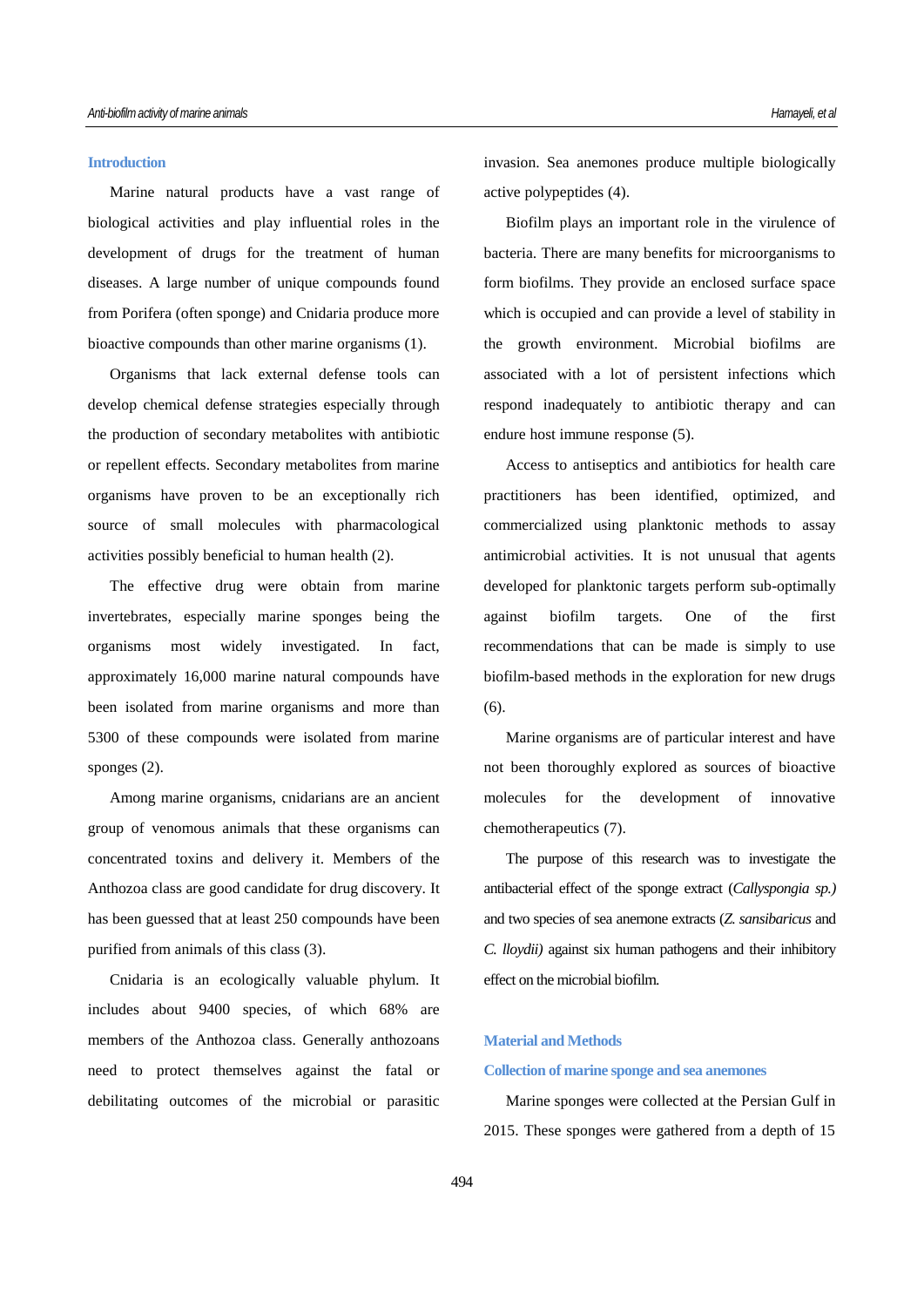## Introduction

Marine natural products have a vast range of biological activities and play influential roles in the development of drugs for the treatment of human diseases. A large number of unique compounds found from Porifera (often sponge) and Cnidaria produce more bioactive compounds than other marine organisms (1).

Organisms that lack external defense tools can develop chemical defense strategies especially through the production of secondary metabolites with antibiotic or repellent effects. Secondary metabolites from marine organisms have proven to be an exceptionally rich source of small molecules with pharmacological activities possibly beneficial to human health (2).

The effective drug were obtain from marine invertebrates, especially marine sponges being the organisms most widely investigated. In fact, approximately 16,000 marine natural compounds have been isolated from marine organisms and more than 5300 of these compounds were isolated from marine sponges (2).

Among marine organisms, cnidarians are an ancient group of venomous animals that these organisms can concentrated toxins and delivery it. Members of the Anthozoa class are good candidate for drug discovery. It has been guessed that at least 250 compounds have been purified from animals of this class (3).

Cnidaria is an ecologically valuable phylum. It includes about 9400 species, of which 68% are members of the Anthozoa class. Generally anthozoans need to protect themselves against the fatal or debilitating outcomes of the microbial or parasitic invasion. Sea anemones produce multiple biologically active polypeptides (4).

Biofilm plays an important role in the virulence of bacteria. There are many benefits for microorganisms to form biofilms. They provide an enclosed surface space which is occupied and can provide a level of stability in the growth environment. Microbial biofilms are associated with a lot of persistent infections which respond inadequately to antibiotic therapy and can endure host immune response (5).

Access to antiseptics and antibiotics for health care practitioners has been identified, optimized, and commercialized using planktonic methods to assay antimicrobial activities. It is not unusual that agents developed for planktonic targets perform sub-optimally against biofilm targets. One of the first recommendations that can be made is simply to use biofilm-based methods in the exploration for new drugs (6).

Marine organisms are of particular interest and have not been thoroughly explored as sources of bioactive molecules for the development of innovative chemotherapeutics (7).

The purpose of this research was to investigate the antibacterial effect of the sponge extract (*Callyspongia sp.)* and two species of sea anemone extracts (*Z. sansibaricus* and *C. lloydii)* against six human pathogens and their inhibitory effect on the microbial biofilm.

## Material and Methods

### Collection of marine sponge and sea anemones

Marine sponges were collected at the Persian Gulf in 2015. These sponges were gathered from a depth of 15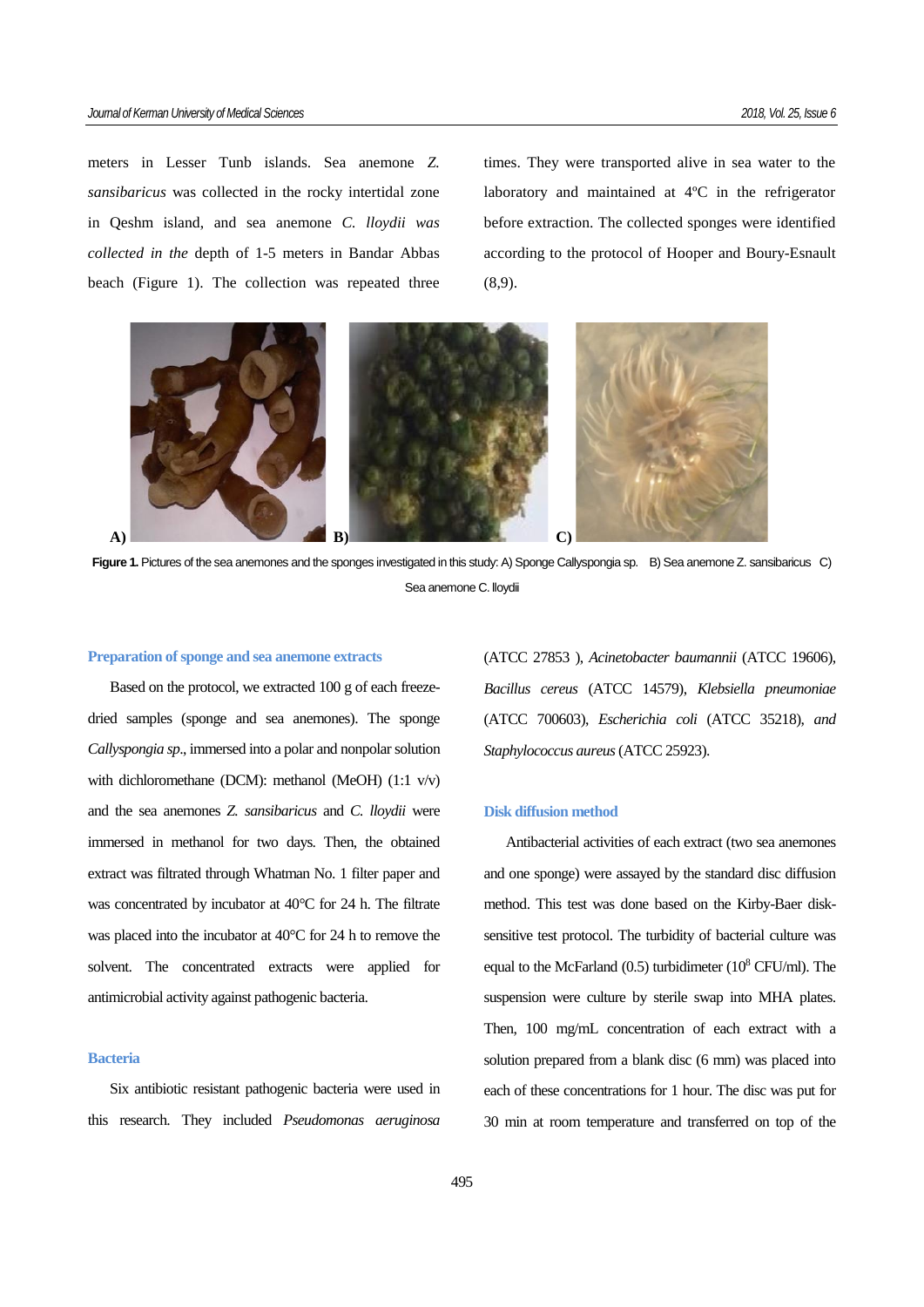meters in Lesser Tunb islands. Sea anemone *Z. sansibaricus* was collected in the rocky intertidal zone in Qeshm island, and sea anemone *C. lloydii was collected in the* depth of 1-5 meters in Bandar Abbas beach (Figure 1). The collection was repeated three times. They were transported alive in sea water to the laboratory and maintained at 4ºC in the refrigerator before extraction. The collected sponges were identified according to the protocol of Hooper and Boury-Esnault (8,9).

**Figure 1.** Pictures of the sea anemones and the sponges investigated in this study: A) Sponge Callyspongia sp. B) Sea anemone Z. sansibaricus C) Sea anemone C. lloydii

### Preparation of sponge and sea anemone extracts

Based on the protocol, we extracted 100 g of each freeze-dried samples (sponge and sea anemones). The sponge *Callyspongia sp*., immersed into a polar and nonpolar solution with dichloromethane (DCM): methanol (MeOH) (1:1 v/v) and the sea anemones *Z. sansibaricus* and *C. lloydii* were immersed in methanol for two days. Then, the obtained extract was filtrated through Whatman No. 1 filter paper and was concentrated by incubator at 40°C for 24 h. The filtrate was placed into the incubator at 40°C for 24 h to remove the solvent. The concentrated extracts were applied for antimicrobial activity against pathogenic bacteria.

### Bacteria

Six antibiotic resistant pathogenic bacteria were used in this research. They included *Pseudomonas aeruginosa* (ATCC 27853 ), *Acinetobacter baumannii* (ATCC 19606), *Bacillus cereus* (ATCC 14579), *Klebsiella pneumoniae* (ATCC 700603), *Escherichia coli* (ATCC 35218), *and Staphylococcus aureus* (ATCC 25923).

### Disk diffusion method

Antibacterial activities of each extract (two sea anemones and one sponge) were assayed by the standard disc diffusion method. This test was done based on the Kirby-Baer disk-sensitive test protocol. The turbidity of bacterial culture was equal to the McFarland (0.5) turbidimeter ($10^8$ CFU/ml). The suspension were culture by sterile swap into MHA plates. Then, 100 mg/mL concentration of each extract with a solution prepared from a blank disc (6 mm) was placed into each of these concentrations for 1 hour. The disc was put for 30 min at room temperature and transferred on top of the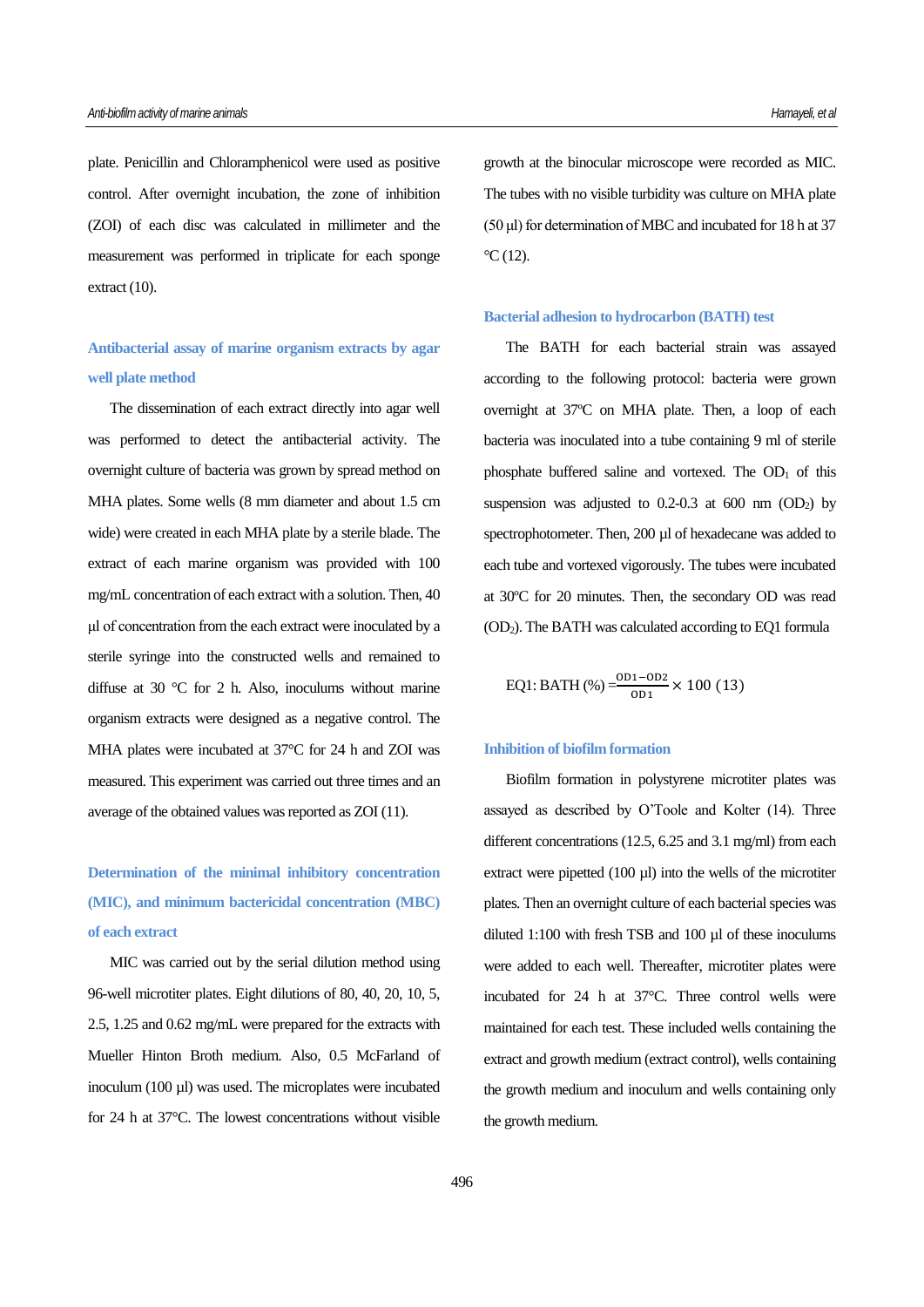plate. Penicillin and Chloramphenicol were used as positive control. After overnight incubation, the zone of inhibition (ZOI) of each disc was calculated in millimeter and the measurement was performed in triplicate for each sponge extract (10).

### Antibacterial assay of marine organism extracts by agar well plate method

The dissemination of each extract directly into agar well was performed to detect the antibacterial activity. The overnight culture of bacteria was grown by spread method on MHA plates. Some wells (8 mm diameter and about 1.5 cm wide) were created in each MHA plate by a sterile blade. The extract of each marine organism was provided with 100 mg/mL concentration of each extract with a solution. Then, 40 µl of concentration from the each extract were inoculated by a sterile syringe into the constructed wells and remained to diffuse at 30 °C for 2 h. Also, inoculums without marine organism extracts were designed as a negative control. The MHA plates were incubated at 37°C for 24 h and ZOI was measured. This experiment was carried out three times and an average of the obtained values was reported as ZOI (11).

### Determination of the minimal inhibitory concentration (MIC), and minimum bactericidal concentration (MBC) of each extract

MIC was carried out by the serial dilution method using 96-well microtiter plates. Eight dilutions of 80, 40, 20, 10, 5, 2.5, 1.25 and 0.62 mg/mL were prepared for the extracts with Mueller Hinton Broth medium. Also, 0.5 McFarland of inoculum (100 µl) was used. The microplates were incubated for 24 h at 37°C. The lowest concentrations without visible growth at the binocular microscope were recorded as MIC. The tubes with no visible turbidity was culture on MHA plate (50 µl) for determination of MBC and incubated for 18 h at 37 °C (12).

### Bacterial adhesion to hydrocarbon (BATH) test

The BATH for each bacterial strain was assayed according to the following protocol: bacteria were grown overnight at 37ºC on MHA plate. Then, a loop of each bacteria was inoculated into a tube containing 9 ml of sterile phosphate buffered saline and vortexed. The $OD_1$ of this suspension was adjusted to 0.2-0.3 at 600 nm ($OD_2$) by spectrophotometer. Then, 200 µl of hexadecane was added to each tube and vortexed vigorously. The tubes were incubated at 30ºC for 20 minutes. Then, the secondary OD was read ($OD_2$). The BATH was calculated according to EQ1 formula

$$\text{EQ1: BATH (\%)} = \frac{OD1-OD2}{OD1} \times 100 \ (13)$$

### Inhibition of biofilm formation

Biofilm formation in polystyrene microtiter plates was assayed as described by O'Toole and Kolter (14). Three different concentrations (12.5, 6.25 and 3.1 mg/ml) from each extract were pipetted (100 µl) into the wells of the microtiter plates. Then an overnight culture of each bacterial species was diluted 1:100 with fresh TSB and 100 µl of these inoculums were added to each well. Thereafter, microtiter plates were incubated for 24 h at 37°C. Three control wells were maintained for each test. These included wells containing the extract and growth medium (extract control), wells containing the growth medium and inoculum and wells containing only the growth medium.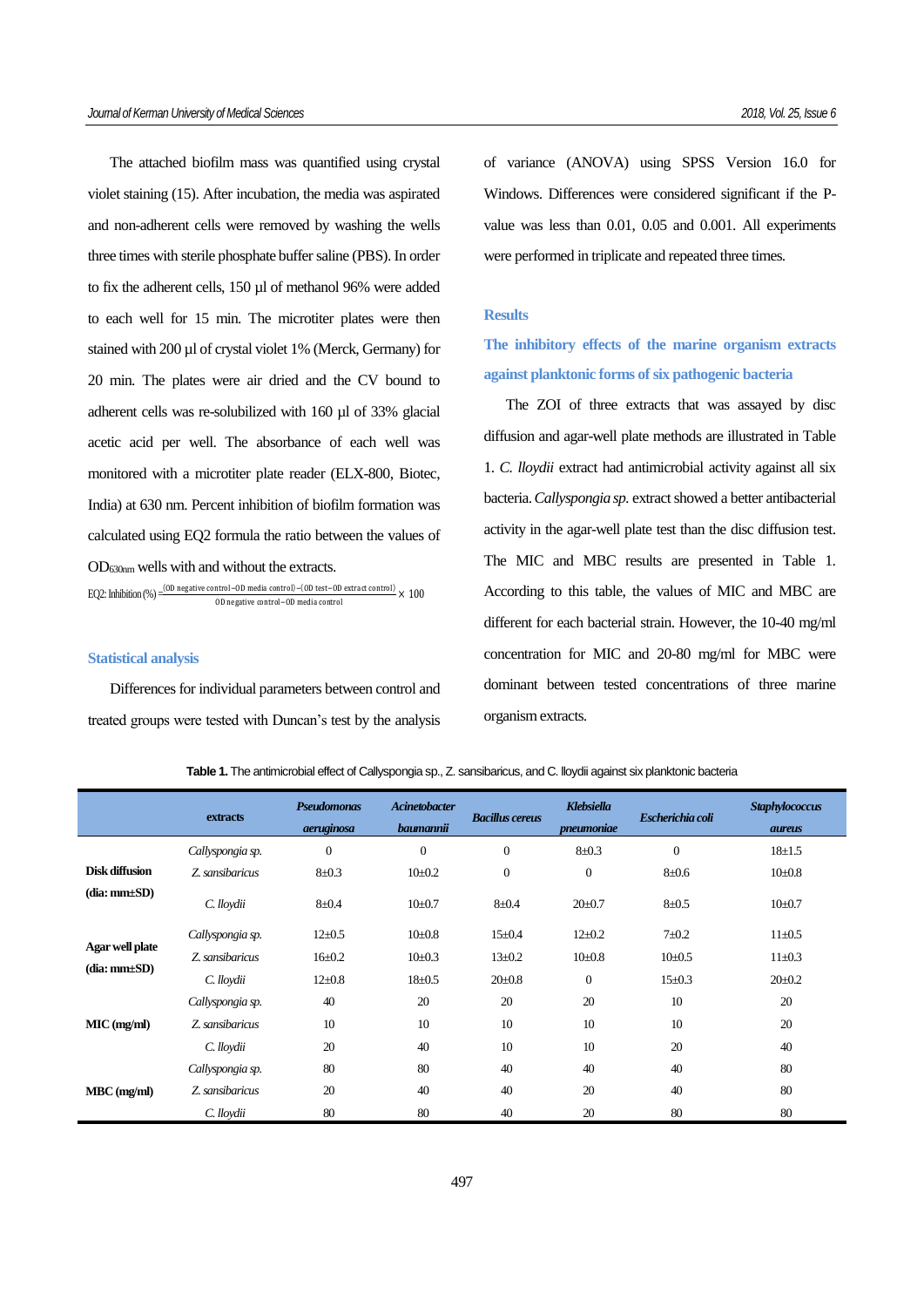The attached biofilm mass was quantified using crystal violet staining (15). After incubation, the media was aspirated and non-adherent cells were removed by washing the wells three times with sterile phosphate buffer saline (PBS). In order to fix the adherent cells, 150 µl of methanol 96% were added to each well for 15 min. The microtiter plates were then stained with 200 µl of crystal violet 1% (Merck, Germany) for 20 min. The plates were air dried and the CV bound to adherent cells was re-solubilized with 160 µl of 33% glacial acetic acid per well. The absorbance of each well was monitored with a microtiter plate reader (ELX-800, Biotec, India) at 630 nm. Percent inhibition of biofilm formation was calculated using EQ2 formula the ratio between the values of $OD_{630nm}$ wells with and without the extracts.

$$\text{EQ2: Inhibition (\%)} = \frac{(\text{OD negative control} - \text{OD media control}) - (\text{OD test} - \text{OD extract control})}{\text{OD negative control} - \text{OD media control}} \times 100$$

### Statistical analysis

Differences for individual parameters between control and treated groups were tested with Duncan's test by the analysis of variance (ANOVA) using SPSS Version 16.0 for Windows. Differences were considered significant if the P-value was less than 0.01, 0.05 and 0.001. All experiments were performed in triplicate and repeated three times.

## Results

### The inhibitory effects of the marine organism extracts against planktonic forms of six pathogenic bacteria

The ZOI of three extracts that was assayed by disc diffusion and agar-well plate methods are illustrated in Table 1. *C. lloydii* extract had antimicrobial activity against all six bacteria. *Callyspongia sp.* extract showed a better antibacterial activity in the agar-well plate test than the disc diffusion test. The MIC and MBC results are presented in Table 1. According to this table, the values of MIC and MBC are different for each bacterial strain. However, the 10-40 mg/ml concentration for MIC and 20-80 mg/ml for MBC were dominant between tested concentrations of three marine organism extracts.

**Table 1.** The antimicrobial effect of Callyspongia sp., Z. sansibaricus, and C. lloydii against six planktonic bacteria

| | extracts | *Pseudomonas aeruginosa* | *Acinetobacter baumannii* | *Bacillus cereus* | *Klebsiella pneumoniae* | *Escherichia coli* | *Staphylococcus aureus* |
|---|---|---|---|---|---|---|---|
| **Disk diffusion (dia: mm±SD)** | *Callyspongia sp.* | 0 | 0 | 0 | 8±0.3 | 0 | 18±1.5 |
| | *Z. sansibaricus* | 8±0.3 | 10±0.2 | 0 | 0 | 8±0.6 | 10±0.8 |
| | *C. lloydii* | 8±0.4 | 10±0.7 | 8±0.4 | 20±0.7 | 8±0.5 | 10±0.7 |
| **Agar well plate (dia: mm±SD)** | *Callyspongia sp.* | 12±0.5 | 10±0.8 | 15±0.4 | 12±0.2 | 7±0.2 | 11±0.5 |
| | *Z. sansibaricus* | 16±0.2 | 10±0.3 | 13±0.2 | 10±0.8 | 10±0.5 | 11±0.3 |
| | *C. lloydii* | 12±0.8 | 18±0.5 | 20±0.8 | 0 | 15±0.3 | 20±0.2 |
| **MIC (mg/ml)** | *Callyspongia sp.* | 40 | 20 | 20 | 20 | 10 | 20 |
| | *Z. sansibaricus* | 10 | 10 | 10 | 10 | 10 | 20 |
| | *C. lloydii* | 20 | 40 | 10 | 10 | 20 | 40 |
| **MBC (mg/ml)** | *Callyspongia sp.* | 80 | 80 | 40 | 40 | 40 | 80 |
| | *Z. sansibaricus* | 20 | 40 | 40 | 20 | 40 | 80 |
| | *C. lloydii* | 80 | 80 | 40 | 20 | 80 | 80 |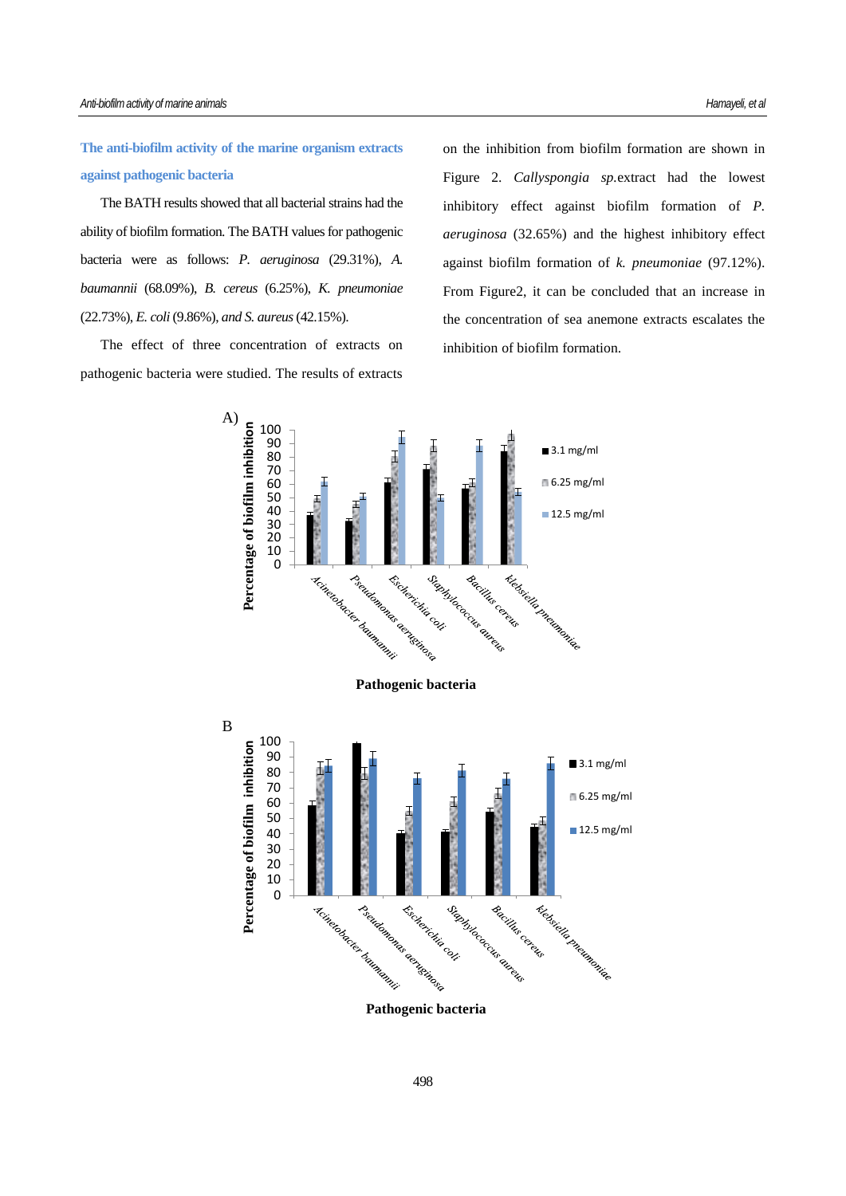## The anti-biofilm activity of the marine organism extracts against pathogenic bacteria

The BATH results showed that all bacterial strains had the ability of biofilm formation. The BATH values for pathogenic bacteria were as follows: *P. aeruginosa* (29.31%), *A. baumannii* (68.09%), *B. cereus* (6.25%), *K. pneumoniae* (22.73%), *E. coli* (9.86%), *and S. aureus* (42.15%).

The effect of three concentration of extracts on pathogenic bacteria were studied. The results of extracts on the inhibition from biofilm formation are shown in Figure 2. *Callyspongia sp.*extract had the lowest inhibitory effect against biofilm formation of *P. aeruginosa* (32.65%) and the highest inhibitory effect against biofilm formation of *k. pneumoniae* (97.12%). From Figure2, it can be concluded that an increase in the concentration of sea anemone extracts escalates the inhibition of biofilm formation.

A)

| Pathogenic bacteria | 3.1 mg/ml | 6.25 mg/ml | 12.5 mg/ml |
|---|---|---|---|
| Acinetobacter baumannii | ~37 | ~49 | ~62 |
| Pseudomonas aeruginosa | ~33 | ~45 | ~51 |
| Escherichia coli | ~61 | ~80 | ~95 |
| Staphylococcus aureus | ~71 | ~88 | ~50 |
| Bacillus cereus | ~57 | ~61 | ~88 |
| klebsiella pneumoniae | ~85 | ~97 | ~55 |

Y-axis: Percentage of biofilm inhibition; X-axis: Pathogenic bacteria

B

| Pathogenic bacteria | 3.1 mg/ml | 6.25 mg/ml | 12.5 mg/ml |
|---|---|---|---|
| Acinetobacter baumannii | ~58 | ~83 | ~85 |
| Pseudomonas aeruginosa | ~99 | ~80 | ~89 |
| Escherichia coli | ~40 | ~55 | ~76 |
| Staphylococcus aureus | ~41 | ~61 | ~81 |
| Bacillus cereus | ~54 | ~66 | ~76 |
| klebsiella pneumoniae | ~44 | ~48 | ~86 |

Y-axis: Percentage of biofilm inhibition; X-axis: Pathogenic bacteria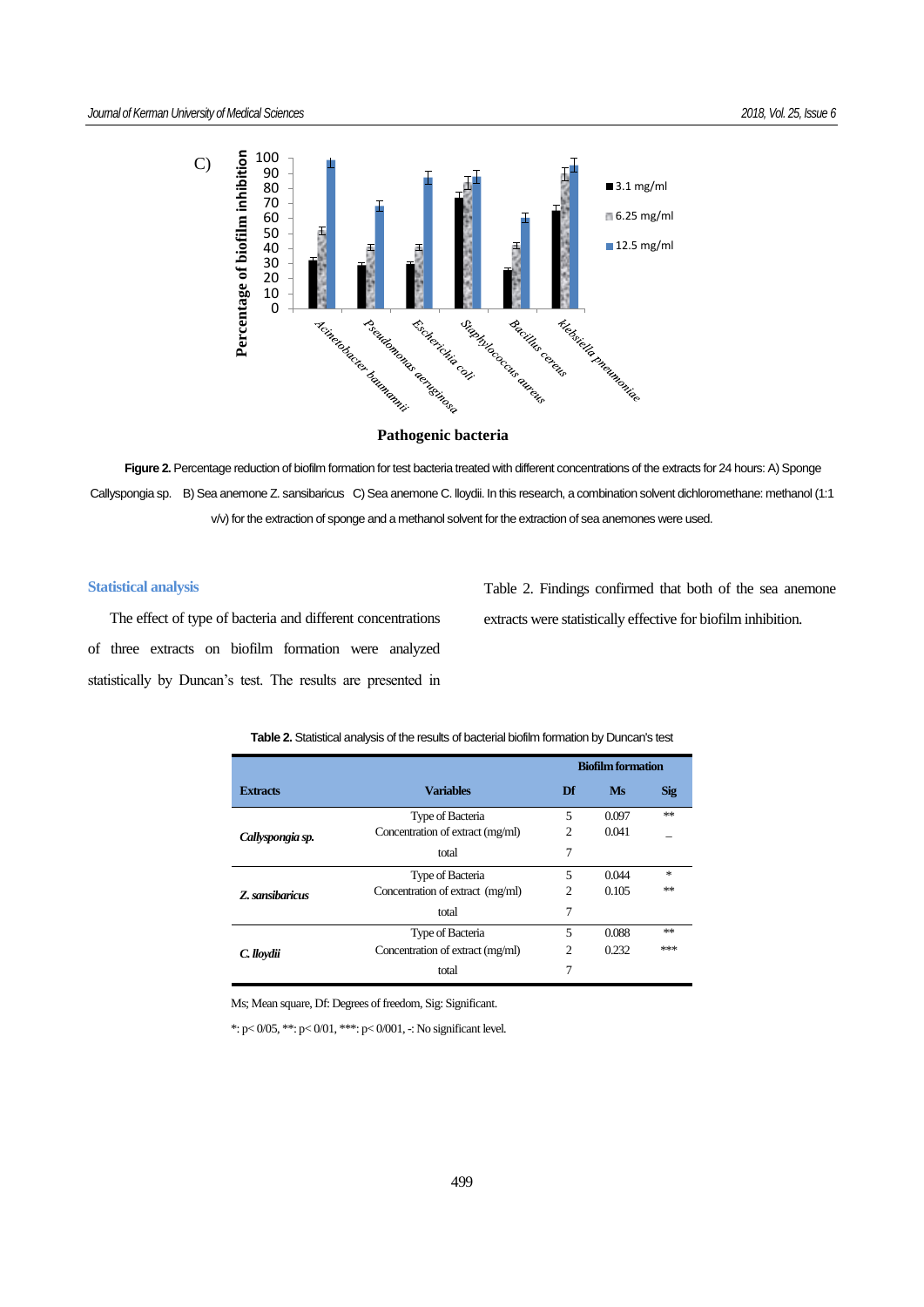Figure 2. Percentage reduction of biofilm formation for test bacteria treated with different concentrations of the extracts for 24 hours: A) Sponge Callyspongia sp. B) Sea anemone Z. sansibaricus C) Sea anemone C. lloydii. In this research, a combination solvent dichloromethane: methanol (1:1 v/v) for the extraction of sponge and a methanol solvent for the extraction of sea anemones were used.

## Statistical analysis

The effect of type of bacteria and different concentrations of three extracts on biofilm formation were analyzed statistically by Duncan's test. The results are presented in Table 2. Findings confirmed that both of the sea anemone extracts were statistically effective for biofilm inhibition.

**Table 2.** Statistical analysis of the results of bacterial biofilm formation by Duncan's test

| Extracts | Variables | Biofilm formation Df | Ms | Sig |
|---|---|---|---|---|
| *Callyspongia sp.* | Type of Bacteria | 5 | 0.097 | ** |
| | Concentration of extract (mg/ml) | 2 | 0.041 | _ |
| | total | 7 | | |
| *Z. sansibaricus* | Type of Bacteria | 5 | 0.044 | * |
| | Concentration of extract (mg/ml) | 2 | 0.105 | ** |
| | total | 7 | | |
| *C. lloydii* | Type of Bacteria | 5 | 0.088 | ** |
| | Concentration of extract (mg/ml) | 2 | 0.232 | *** |
| | total | 7 | | |

Ms; Mean square, Df: Degrees of freedom, Sig: Significant.

*: p< 0/05, **: p< 0/01, ***: p< 0/001, -: No significant level.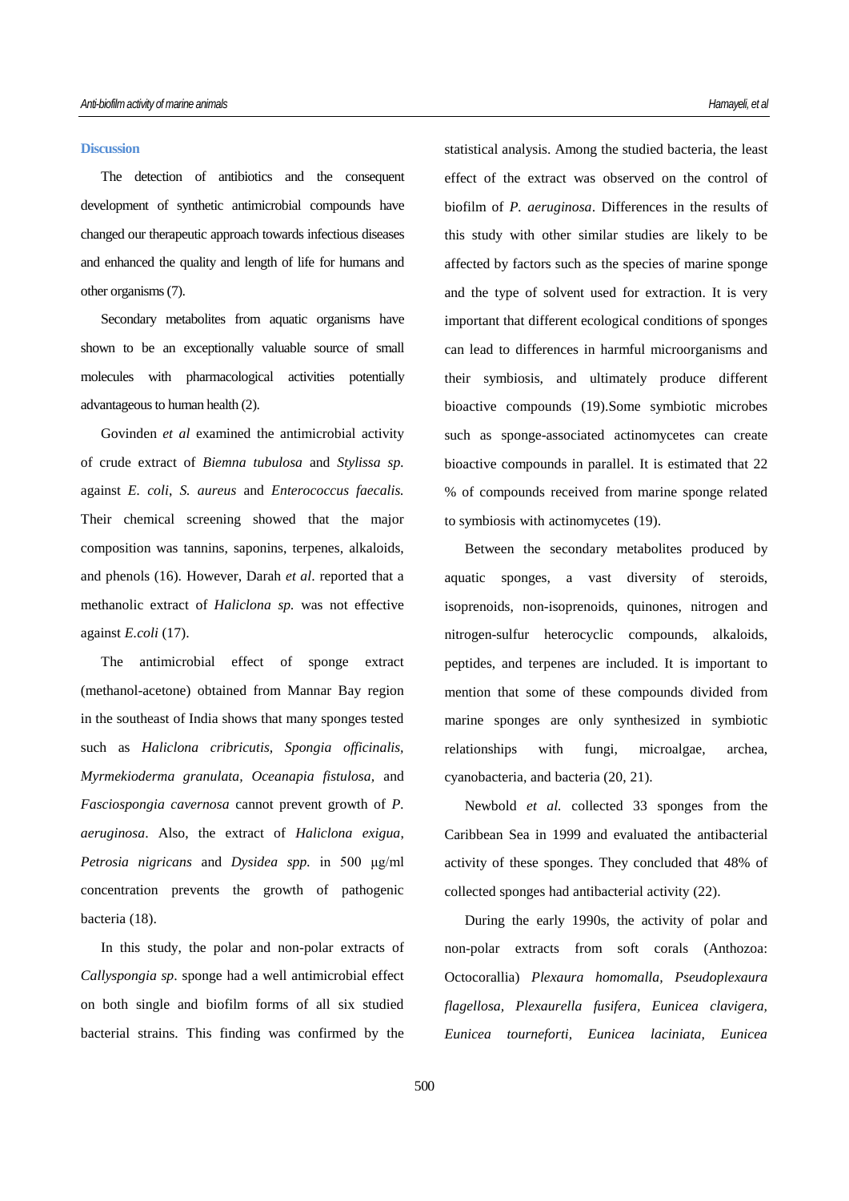## Discussion

The detection of antibiotics and the consequent development of synthetic antimicrobial compounds have changed our therapeutic approach towards infectious diseases and enhanced the quality and length of life for humans and other organisms (7).

Secondary metabolites from aquatic organisms have shown to be an exceptionally valuable source of small molecules with pharmacological activities potentially advantageous to human health (2).

Govinden *et al* examined the antimicrobial activity of crude extract of *Biemna tubulosa* and *Stylissa sp.* against *E. coli*, *S. aureus* and *Enterococcus faecalis.* Their chemical screening showed that the major composition was tannins, saponins, terpenes, alkaloids, and phenols (16). However, Darah *et al*. reported that a methanolic extract of *Haliclona sp.* was not effective against *E.coli* (17).

The antimicrobial effect of sponge extract (methanol-acetone) obtained from Mannar Bay region in the southeast of India shows that many sponges tested such as *Haliclona cribricutis, Spongia officinalis, Myrmekioderma granulata, Oceanapia fistulosa,* and *Fasciospongia cavernosa* cannot prevent growth of *P. aeruginosa*. Also, the extract of *Haliclona exigua, Petrosia nigricans* and *Dysidea spp.* in 500 μg/ml concentration prevents the growth of pathogenic bacteria (18).

In this study, the polar and non-polar extracts of *Callyspongia sp*. sponge had a well antimicrobial effect on both single and biofilm forms of all six studied bacterial strains. This finding was confirmed by the statistical analysis. Among the studied bacteria, the least effect of the extract was observed on the control of biofilm of *P. aeruginosa*. Differences in the results of this study with other similar studies are likely to be affected by factors such as the species of marine sponge and the type of solvent used for extraction. It is very important that different ecological conditions of sponges can lead to differences in harmful microorganisms and their symbiosis, and ultimately produce different bioactive compounds (19).Some symbiotic microbes such as sponge-associated actinomycetes can create bioactive compounds in parallel. It is estimated that 22 % of compounds received from marine sponge related to symbiosis with actinomycetes (19).

Between the secondary metabolites produced by aquatic sponges, a vast diversity of steroids, isoprenoids, non-isoprenoids, quinones, nitrogen and nitrogen-sulfur heterocyclic compounds, alkaloids, peptides, and terpenes are included. It is important to mention that some of these compounds divided from marine sponges are only synthesized in symbiotic relationships with fungi, microalgae, archea, cyanobacteria, and bacteria (20, 21).

Newbold *et al.* collected 33 sponges from the Caribbean Sea in 1999 and evaluated the antibacterial activity of these sponges. They concluded that 48% of collected sponges had antibacterial activity (22).

During the early 1990s, the activity of polar and non-polar extracts from soft corals (Anthozoa: Octocorallia) *Plexaura homomalla, Pseudoplexaura flagellosa, Plexaurella fusifera, Eunicea clavigera, Eunicea tourneforti, Eunicea laciniata, Eunicea*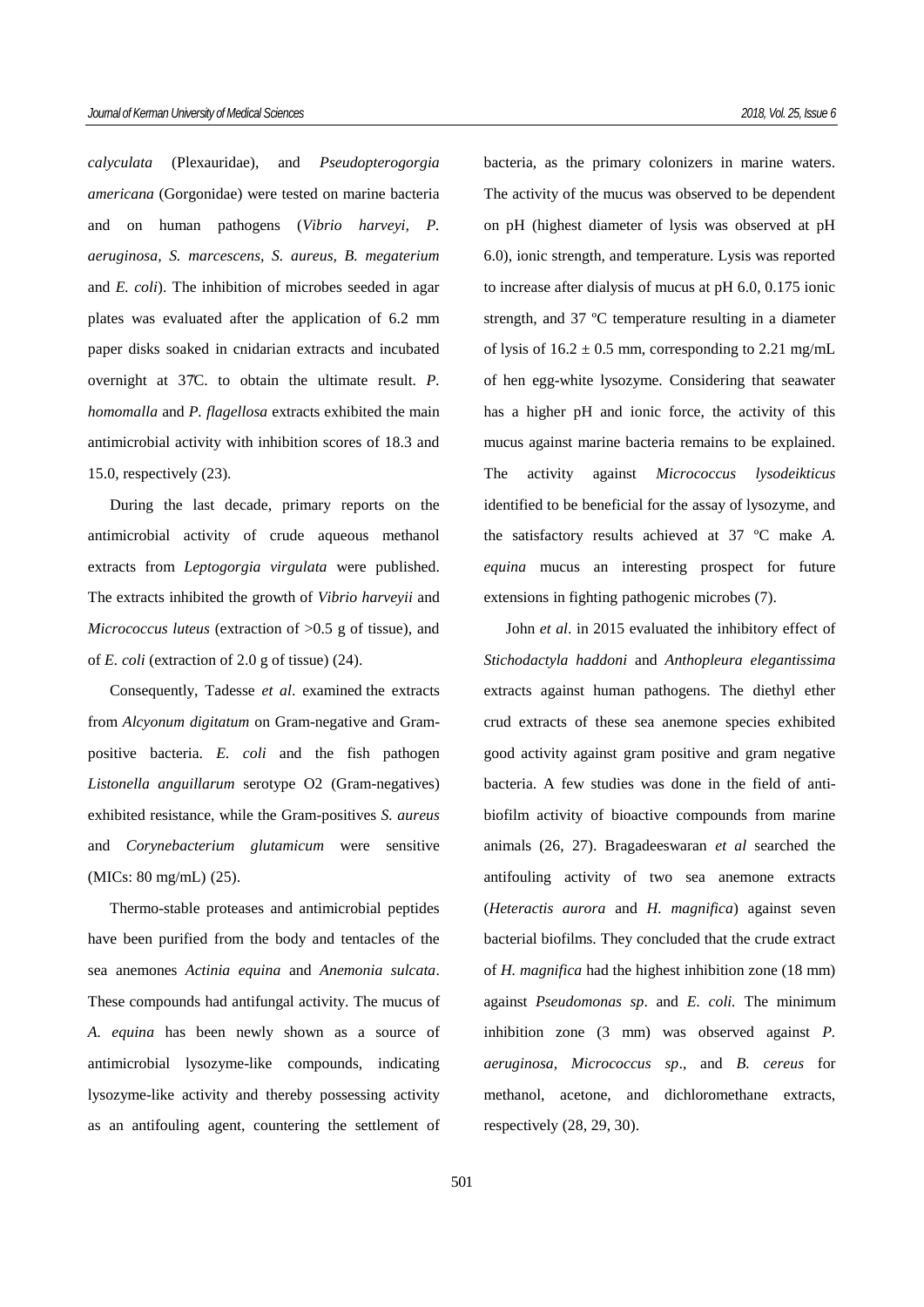*calyculata* (Plexauridae), and *Pseudopterogorgia americana* (Gorgonidae) were tested on marine bacteria and on human pathogens (*Vibrio harveyi, P. aeruginosa, S. marcescens, S. aureus, B. megaterium* and *E. coli*). The inhibition of microbes seeded in agar plates was evaluated after the application of 6.2 mm paper disks soaked in cnidarian extracts and incubated overnight at 37̊C. to obtain the ultimate result. *P. homomalla* and *P. flagellosa* extracts exhibited the main antimicrobial activity with inhibition scores of 18.3 and 15.0, respectively (23).

During the last decade, primary reports on the antimicrobial activity of crude aqueous methanol extracts from *Leptogorgia virgulata* were published. The extracts inhibited the growth of *Vibrio harveyii* and *Micrococcus luteus* (extraction of >0.5 g of tissue), and of *E. coli* (extraction of 2.0 g of tissue) (24).

Consequently, Tadesse *et al*. examined the extracts from *Alcyonum digitatum* on Gram-negative and Gram-positive bacteria. *E. coli* and the fish pathogen *Listonella anguillarum* serotype O2 (Gram-negatives) exhibited resistance, while the Gram-positives *S. aureus* and *Corynebacterium glutamicum* were sensitive (MICs: 80 mg/mL) (25).

Thermo-stable proteases and antimicrobial peptides have been purified from the body and tentacles of the sea anemones *Actinia equina* and *Anemonia sulcata*. These compounds had antifungal activity. The mucus of *A. equina* has been newly shown as a source of antimicrobial lysozyme-like compounds, indicating lysozyme-like activity and thereby possessing activity as an antifouling agent, countering the settlement of bacteria, as the primary colonizers in marine waters. The activity of the mucus was observed to be dependent on pH (highest diameter of lysis was observed at pH 6.0), ionic strength, and temperature. Lysis was reported to increase after dialysis of mucus at pH 6.0, 0.175 ionic strength, and 37 ºC temperature resulting in a diameter of lysis of $16.2 \pm 0.5$ mm, corresponding to 2.21 mg/mL of hen egg-white lysozyme. Considering that seawater has a higher pH and ionic force, the activity of this mucus against marine bacteria remains to be explained. The activity against *Micrococcus lysodeikticus* identified to be beneficial for the assay of lysozyme, and the satisfactory results achieved at 37 ºC make *A. equina* mucus an interesting prospect for future extensions in fighting pathogenic microbes (7).

John *et al*. in 2015 evaluated the inhibitory effect of *Stichodactyla haddoni* and *Anthopleura elegantissima* extracts against human pathogens. The diethyl ether crud extracts of these sea anemone species exhibited good activity against gram positive and gram negative bacteria. A few studies was done in the field of anti-biofilm activity of bioactive compounds from marine animals (26, 27). Bragadeeswaran *et al* searched the antifouling activity of two sea anemone extracts (*Heteractis aurora* and *H. magnifica*) against seven bacterial biofilms. They concluded that the crude extract of *H. magnifica* had the highest inhibition zone (18 mm) against *Pseudomonas sp*. and *E. coli.* The minimum inhibition zone (3 mm) was observed against *P. aeruginosa*, *Micrococcus sp*., and *B. cereus* for methanol, acetone, and dichloromethane extracts, respectively (28, 29, 30).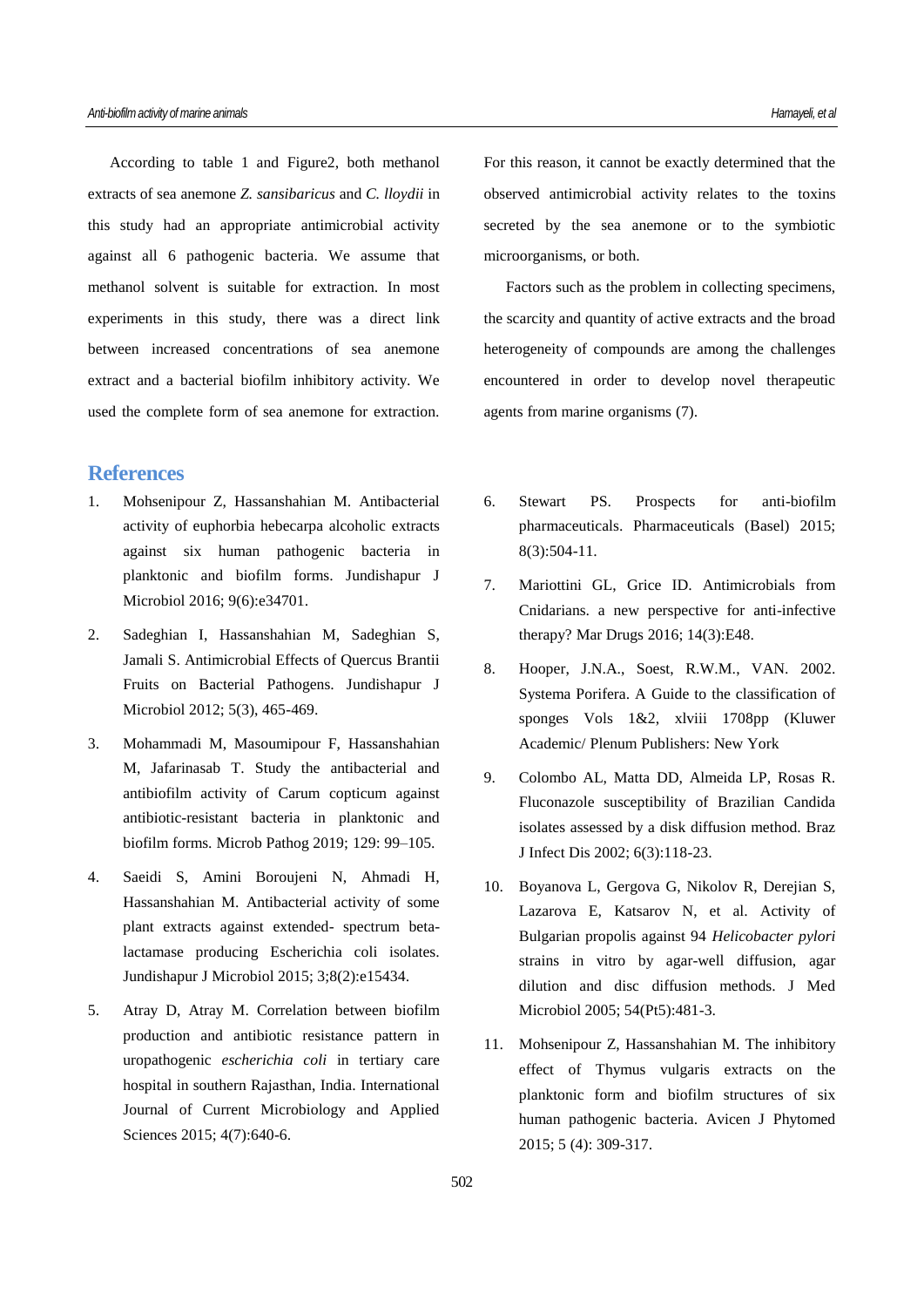According to table 1 and Figure2, both methanol extracts of sea anemone *Z. sansibaricus* and *C. lloydii* in this study had an appropriate antimicrobial activity against all 6 pathogenic bacteria. We assume that methanol solvent is suitable for extraction. In most experiments in this study, there was a direct link between increased concentrations of sea anemone extract and a bacterial biofilm inhibitory activity. We used the complete form of sea anemone for extraction. For this reason, it cannot be exactly determined that the observed antimicrobial activity relates to the toxins secreted by the sea anemone or to the symbiotic microorganisms, or both.

Factors such as the problem in collecting specimens, the scarcity and quantity of active extracts and the broad heterogeneity of compounds are among the challenges encountered in order to develop novel therapeutic agents from marine organisms (7).

## References

1. Mohsenipour Z, Hassanshahian M. Antibacterial activity of euphorbia hebecarpa alcoholic extracts against six human pathogenic bacteria in planktonic and biofilm forms. Jundishapur J Microbiol 2016; 9(6):e34701.
2. Sadeghian I, Hassanshahian M, Sadeghian S, Jamali S. Antimicrobial Effects of Quercus Brantii Fruits on Bacterial Pathogens. Jundishapur J Microbiol 2012; 5(3), 465-469.
3. Mohammadi M, Masoumipour F, Hassanshahian M, Jafarinasab T. Study the antibacterial and antibiofilm activity of Carum copticum against antibiotic-resistant bacteria in planktonic and biofilm forms. Microb Pathog 2019; 129: 99–105.
4. Saeidi S, Amini Boroujeni N, Ahmadi H, Hassanshahian M. Antibacterial activity of some plant extracts against extended- spectrum beta-lactamase producing Escherichia coli isolates. Jundishapur J Microbiol 2015; 3;8(2):e15434.
5. Atray D, Atray M. Correlation between biofilm production and antibiotic resistance pattern in uropathogenic *escherichia coli* in tertiary care hospital in southern Rajasthan, India. International Journal of Current Microbiology and Applied Sciences 2015; 4(7):640-6.
6. Stewart PS. Prospects for anti-biofilm pharmaceuticals. Pharmaceuticals (Basel) 2015; 8(3):504-11.
7. Mariottini GL, Grice ID. Antimicrobials from Cnidarians. a new perspective for anti-infective therapy? Mar Drugs 2016; 14(3):E48.
8. Hooper, J.N.A., Soest, R.W.M., VAN. 2002. Systema Porifera. A Guide to the classification of sponges Vols 1&2, xlviii 1708pp (Kluwer Academic/ Plenum Publishers: New York
9. Colombo AL, Matta DD, Almeida LP, Rosas R. Fluconazole susceptibility of Brazilian Candida isolates assessed by a disk diffusion method. Braz J Infect Dis 2002; 6(3):118-23.
10. Boyanova L, Gergova G, Nikolov R, Derejian S, Lazarova E, Katsarov N, et al. Activity of Bulgarian propolis against 94 *Helicobacter pylori* strains in vitro by agar-well diffusion, agar dilution and disc diffusion methods. J Med Microbiol 2005; 54(Pt5):481-3.
11. Mohsenipour Z, Hassanshahian M. The inhibitory effect of Thymus vulgaris extracts on the planktonic form and biofilm structures of six human pathogenic bacteria. Avicen J Phytomed 2015; 5 (4): 309-317.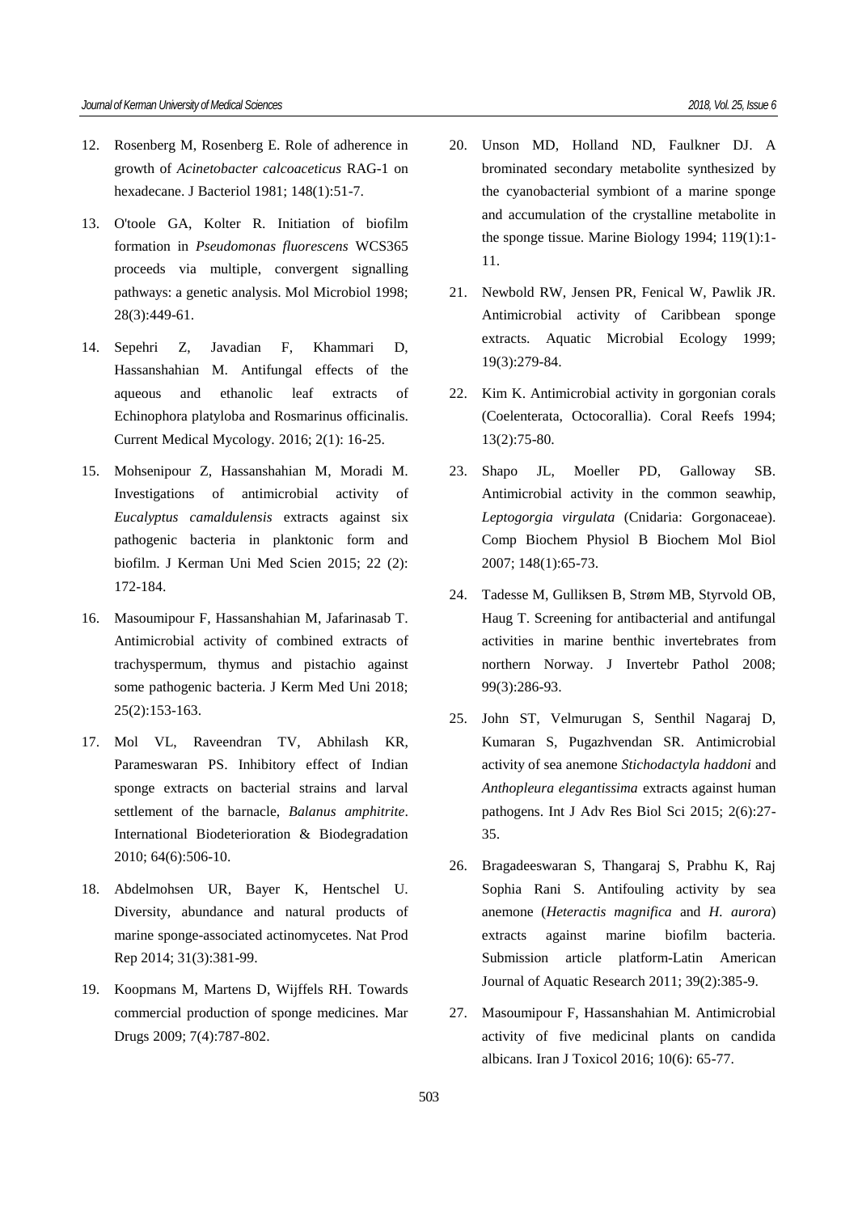12. Rosenberg M, Rosenberg E. Role of adherence in growth of *Acinetobacter calcoaceticus* RAG-1 on hexadecane. J Bacteriol 1981; 148(1):51-7.

13. O'toole GA, Kolter R. Initiation of biofilm formation in *Pseudomonas fluorescens* WCS365 proceeds via multiple, convergent signalling pathways: a genetic analysis. Mol Microbiol 1998; 28(3):449-61.

14. Sepehri Z, Javadian F, Khammari D, Hassanshahian M. Antifungal effects of the aqueous and ethanolic leaf extracts of Echinophora platyloba and Rosmarinus officinalis. Current Medical Mycology. 2016; 2(1): 16-25.

15. Mohsenipour Z, Hassanshahian M, Moradi M. Investigations of antimicrobial activity of *Eucalyptus camaldulensis* extracts against six pathogenic bacteria in planktonic form and biofilm. J Kerman Uni Med Scien 2015; 22 (2): 172-184.

16. Masoumipour F, Hassanshahian M, Jafarinasab T. Antimicrobial activity of combined extracts of trachyspermum, thymus and pistachio against some pathogenic bacteria. J Kerm Med Uni 2018; 25(2):153-163.

17. Mol VL, Raveendran TV, Abhilash KR, Parameswaran PS. Inhibitory effect of Indian sponge extracts on bacterial strains and larval settlement of the barnacle, *Balanus amphitrite*. International Biodeterioration & Biodegradation 2010; 64(6):506-10.

18. Abdelmohsen UR, Bayer K, Hentschel U. Diversity, abundance and natural products of marine sponge-associated actinomycetes. Nat Prod Rep 2014; 31(3):381-99.

19. Koopmans M, Martens D, Wijffels RH. Towards commercial production of sponge medicines. Mar Drugs 2009; 7(4):787-802.

20. Unson MD, Holland ND, Faulkner DJ. A brominated secondary metabolite synthesized by the cyanobacterial symbiont of a marine sponge and accumulation of the crystalline metabolite in the sponge tissue. Marine Biology 1994; 119(1):1-11.

21. Newbold RW, Jensen PR, Fenical W, Pawlik JR. Antimicrobial activity of Caribbean sponge extracts. Aquatic Microbial Ecology 1999; 19(3):279-84.

22. Kim K. Antimicrobial activity in gorgonian corals (Coelenterata, Octocorallia). Coral Reefs 1994; 13(2):75-80.

23. Shapo JL, Moeller PD, Galloway SB. Antimicrobial activity in the common seawhip, *Leptogorgia virgulata* (Cnidaria: Gorgonaceae). Comp Biochem Physiol B Biochem Mol Biol 2007; 148(1):65-73.

24. Tadesse M, Gulliksen B, Strøm MB, Styrvold OB, Haug T. Screening for antibacterial and antifungal activities in marine benthic invertebrates from northern Norway. J Invertebr Pathol 2008; 99(3):286-93.

25. John ST, Velmurugan S, Senthil Nagaraj D, Kumaran S, Pugazhvendan SR. Antimicrobial activity of sea anemone *Stichodactyla haddoni* and *Anthopleura elegantissima* extracts against human pathogens. Int J Adv Res Biol Sci 2015; 2(6):27-35.

26. Bragadeeswaran S, Thangaraj S, Prabhu K, Raj Sophia Rani S. Antifouling activity by sea anemone (*Heteractis magnifica* and *H. aurora*) extracts against marine biofilm bacteria. Submission article platform-Latin American Journal of Aquatic Research 2011; 39(2):385-9.

27. Masoumipour F, Hassanshahian M. Antimicrobial activity of five medicinal plants on candida albicans. Iran J Toxicol 2016; 10(6): 65-77.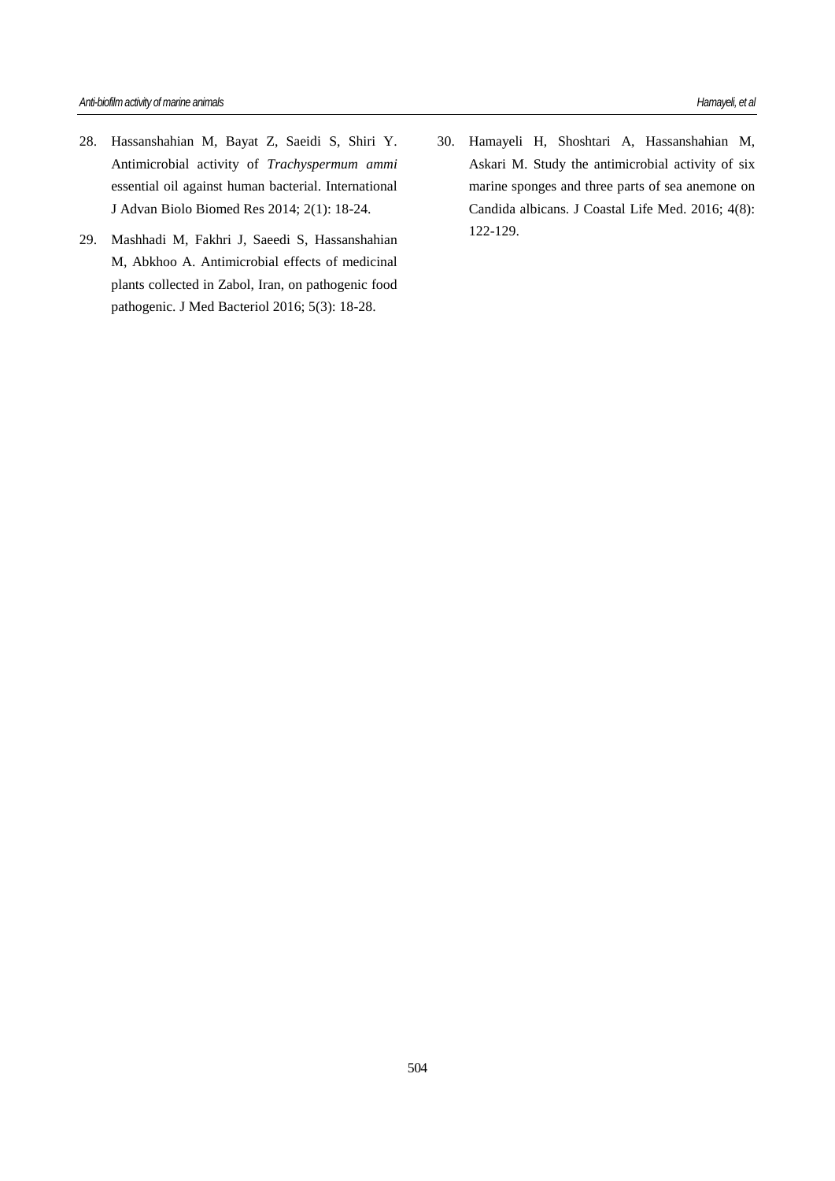28. Hassanshahian M, Bayat Z, Saeidi S, Shiri Y. Antimicrobial activity of *Trachyspermum ammi* essential oil against human bacterial. International J Advan Biolo Biomed Res 2014; 2(1): 18-24.

29. Mashhadi M, Fakhri J, Saeedi S, Hassanshahian M, Abkhoo A. Antimicrobial effects of medicinal plants collected in Zabol, Iran, on pathogenic food pathogenic. J Med Bacteriol 2016; 5(3): 18-28.

30. Hamayeli H, Shoshtari A, Hassanshahian M, Askari M. Study the antimicrobial activity of six marine sponges and three parts of sea anemone on Candida albicans. J Coastal Life Med. 2016; 4(8): 122-129.